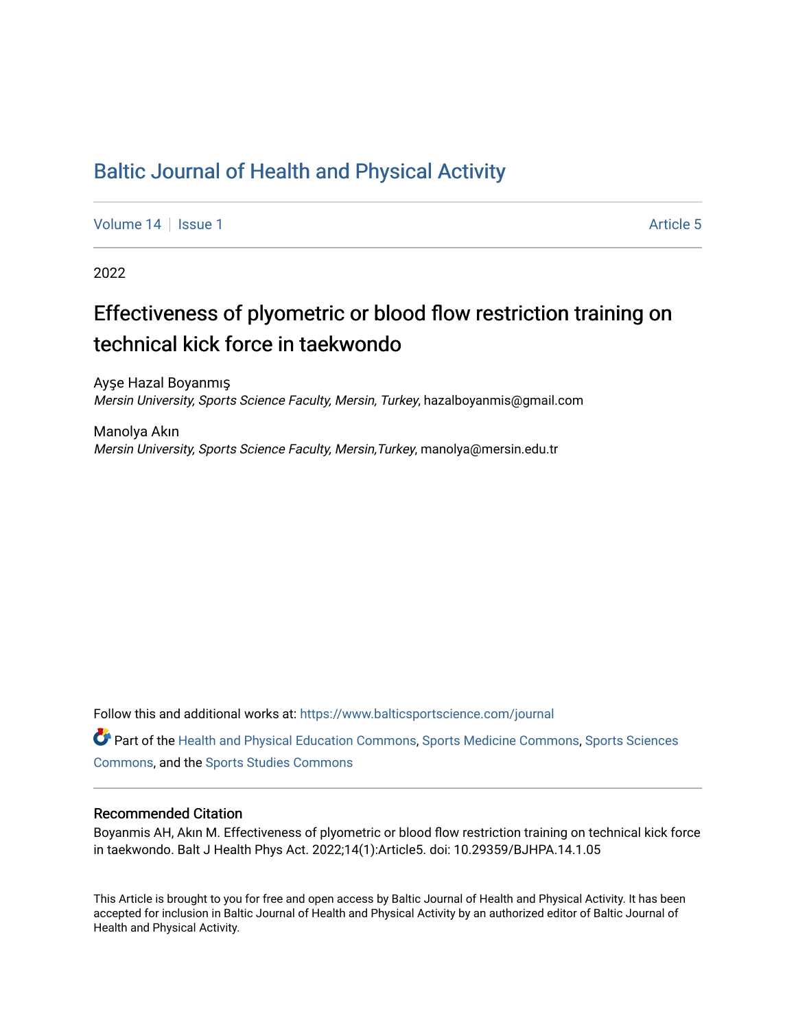# Baltic Journal of Health and Physical Activity

Volume 14 | Issue 1 Article 5

2022

## Effectiveness of plyometric or blood flow restriction training on technical kick force in taekwondo

Ayşe Hazal Boyanmış
*Mersin University, Sports Science Faculty, Mersin, Turkey*, hazalboyanmis@gmail.com

Manolya Akın
*Mersin University, Sports Science Faculty, Mersin,Turkey*, manolya@mersin.edu.tr

Follow this and additional works at: https://www.balticsportscience.com/journal

Part of the Health and Physical Education Commons, Sports Medicine Commons, Sports Sciences Commons, and the Sports Studies Commons

### Recommended Citation

Boyanmis AH, Akın M. Effectiveness of plyometric or blood flow restriction training on technical kick force in taekwondo. Balt J Health Phys Act. 2022;14(1):Article5. doi: 10.29359/BJHPA.14.1.05

This Article is brought to you for free and open access by Baltic Journal of Health and Physical Activity. It has been accepted for inclusion in Baltic Journal of Health and Physical Activity by an authorized editor of Baltic Journal of Health and Physical Activity.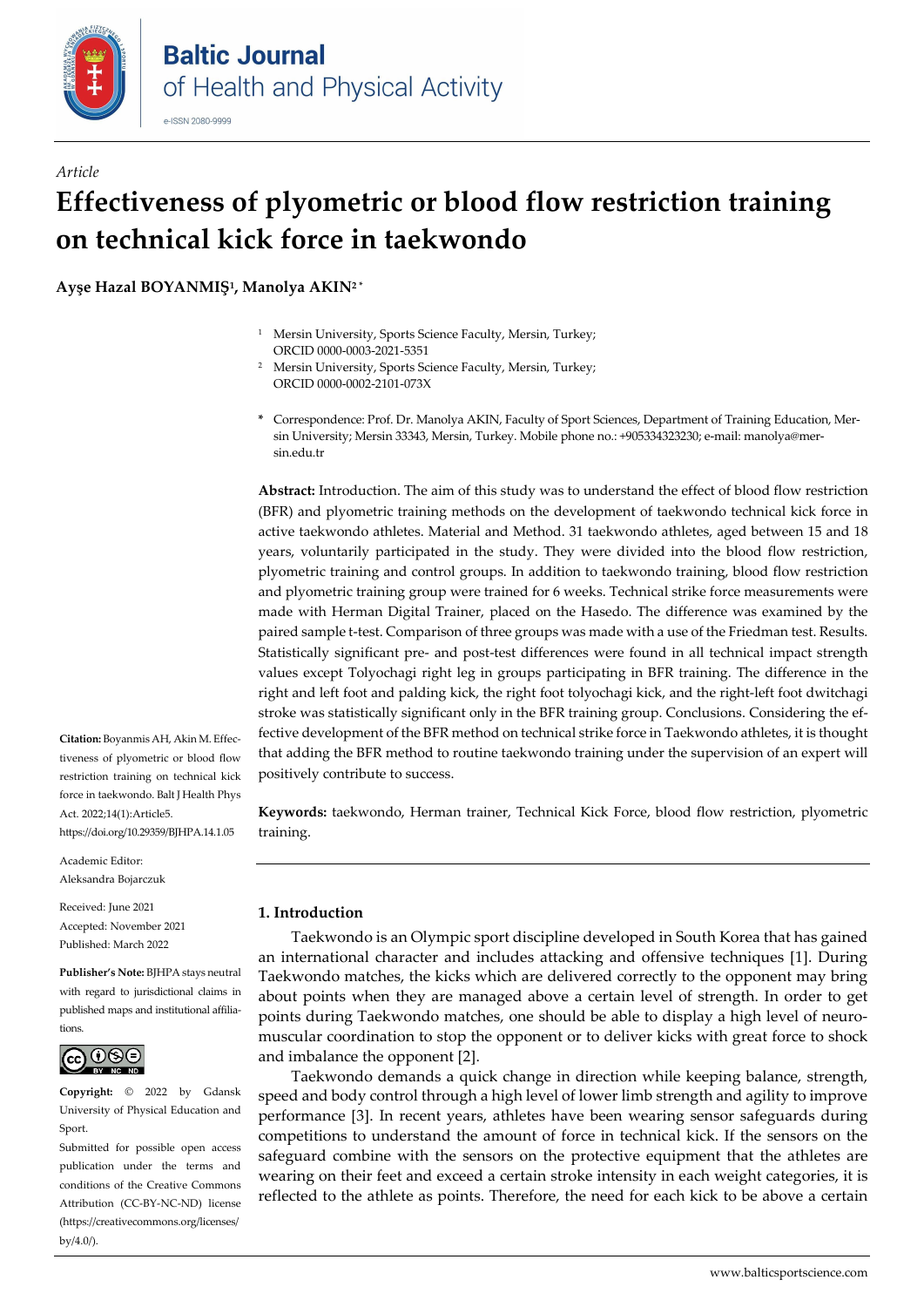Baltic Journal of Health and Physical Activity

e-ISSN 2080-9999

*Article*

# Effectiveness of plyometric or blood flow restriction training on technical kick force in taekwondo

**Ayşe Hazal BOYANMIŞ[1], Manolya AKIN[2 *]**

[1] Mersin University, Sports Science Faculty, Mersin, Turkey; ORCID 0000-0003-2021-5351

[2] Mersin University, Sports Science Faculty, Mersin, Turkey; ORCID 0000-0002-2101-073X

\* Correspondence: Prof. Dr. Manolya AKIN, Faculty of Sport Sciences, Department of Training Education, Mersin University; Mersin 33343, Mersin, Turkey. Mobile phone no.: +905334323230; e-mail: manolya@mersin.edu.tr

**Abstract:** Introduction. The aim of this study was to understand the effect of blood flow restriction (BFR) and plyometric training methods on the development of taekwondo technical kick force in active taekwondo athletes. Material and Method. 31 taekwondo athletes, aged between 15 and 18 years, voluntarily participated in the study. They were divided into the blood flow restriction, plyometric training and control groups. In addition to taekwondo training, blood flow restriction and plyometric training group were trained for 6 weeks. Technical strike force measurements were made with Herman Digital Trainer, placed on the Hasedo. The difference was examined by the paired sample t-test. Comparison of three groups was made with a use of the Friedman test. Results. Statistically significant pre- and post-test differences were found in all technical impact strength values except Tolyochagi right leg in groups participating in BFR training. The difference in the right and left foot and palding kick, the right foot tolyochagi kick, and the right-left foot dwitchagi stroke was statistically significant only in the BFR training group. Conclusions. Considering the effective development of the BFR method on technical strike force in Taekwondo athletes, it is thought that adding the BFR method to routine taekwondo training under the supervision of an expert will positively contribute to success.

**Keywords:** taekwondo, Herman trainer, Technical Kick Force, blood flow restriction, plyometric training.

**Citation:** Boyanmis AH, Akin M. Effectiveness of plyometric or blood flow restriction training on technical kick force in taekwondo. Balt J Health Phys Act. 2022;14(1):Article5. https://doi.org/10.29359/BJHPA.14.1.05

Academic Editor: Aleksandra Bojarczuk

Received: June 2021
Accepted: November 2021
Published: March 2022

**Publisher's Note:** BJHPA stays neutral with regard to jurisdictional claims in published maps and institutional affiliations.

**Copyright:** © 2022 by Gdansk University of Physical Education and Sport.
Submitted for possible open access publication under the terms and conditions of the Creative Commons Attribution (CC-BY-NC-ND) license (https://creativecommons.org/licenses/by/4.0/).

## 1. Introduction

Taekwondo is an Olympic sport discipline developed in South Korea that has gained an international character and includes attacking and offensive techniques [1]. During Taekwondo matches, the kicks which are delivered correctly to the opponent may bring about points when they are managed above a certain level of strength. In order to get points during Taekwondo matches, one should be able to display a high level of neuromuscular coordination to stop the opponent or to deliver kicks with great force to shock and imbalance the opponent [2].

Taekwondo demands a quick change in direction while keeping balance, strength, speed and body control through a high level of lower limb strength and agility to improve performance [3]. In recent years, athletes have been wearing sensor safeguards during competitions to understand the amount of force in technical kick. If the sensors on the safeguard combine with the sensors on the protective equipment that the athletes are wearing on their feet and exceed a certain stroke intensity in each weight categories, it is reflected to the athlete as points. Therefore, the need for each kick to be above a certain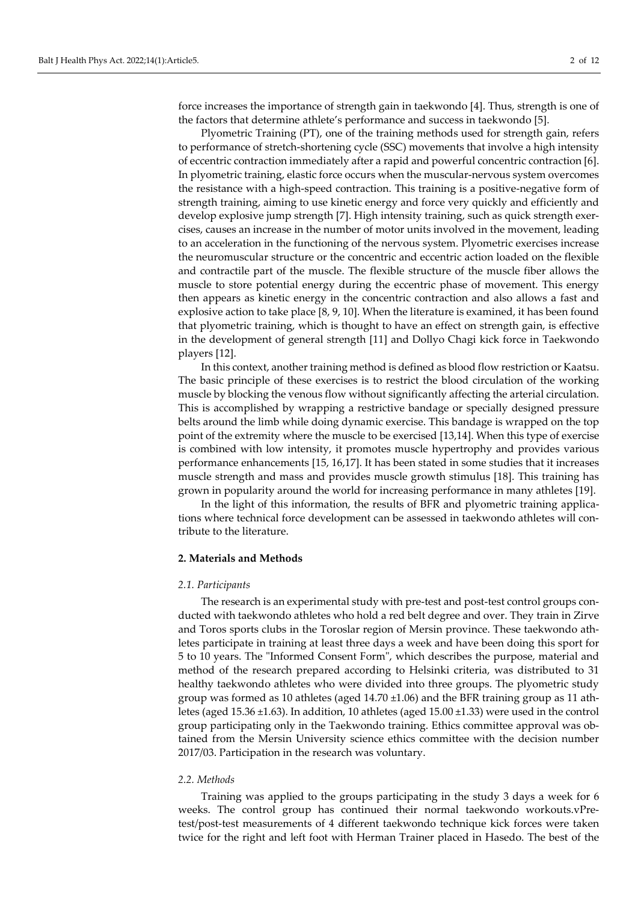force increases the importance of strength gain in taekwondo [4]. Thus, strength is one of the factors that determine athlete's performance and success in taekwondo [5].

Plyometric Training (PT), one of the training methods used for strength gain, refers to performance of stretch-shortening cycle (SSC) movements that involve a high intensity of eccentric contraction immediately after a rapid and powerful concentric contraction [6]. In plyometric training, elastic force occurs when the muscular-nervous system overcomes the resistance with a high-speed contraction. This training is a positive-negative form of strength training, aiming to use kinetic energy and force very quickly and efficiently and develop explosive jump strength [7]. High intensity training, such as quick strength exercises, causes an increase in the number of motor units involved in the movement, leading to an acceleration in the functioning of the nervous system. Plyometric exercises increase the neuromuscular structure or the concentric and eccentric action loaded on the flexible and contractile part of the muscle. The flexible structure of the muscle fiber allows the muscle to store potential energy during the eccentric phase of movement. This energy then appears as kinetic energy in the concentric contraction and also allows a fast and explosive action to take place [8, 9, 10]. When the literature is examined, it has been found that plyometric training, which is thought to have an effect on strength gain, is effective in the development of general strength [11] and Dollyo Chagi kick force in Taekwondo players [12].

In this context, another training method is defined as blood flow restriction or Kaatsu. The basic principle of these exercises is to restrict the blood circulation of the working muscle by blocking the venous flow without significantly affecting the arterial circulation. This is accomplished by wrapping a restrictive bandage or specially designed pressure belts around the limb while doing dynamic exercise. This bandage is wrapped on the top point of the extremity where the muscle to be exercised [13,14]. When this type of exercise is combined with low intensity, it promotes muscle hypertrophy and provides various performance enhancements [15, 16,17]. It has been stated in some studies that it increases muscle strength and mass and provides muscle growth stimulus [18]. This training has grown in popularity around the world for increasing performance in many athletes [19].

In the light of this information, the results of BFR and plyometric training applications where technical force development can be assessed in taekwondo athletes will contribute to the literature.

## 2. Materials and Methods

### *2.1. Participants*

The research is an experimental study with pre-test and post-test control groups conducted with taekwondo athletes who hold a red belt degree and over. They train in Zirve and Toros sports clubs in the Toroslar region of Mersin province. These taekwondo athletes participate in training at least three days a week and have been doing this sport for 5 to 10 years. The "Informed Consent Form", which describes the purpose, material and method of the research prepared according to Helsinki criteria, was distributed to 31 healthy taekwondo athletes who were divided into three groups. The plyometric study group was formed as 10 athletes (aged 14.70 ±1.06) and the BFR training group as 11 athletes (aged 15.36 ±1.63). In addition, 10 athletes (aged 15.00 ±1.33) were used in the control group participating only in the Taekwondo training. Ethics committee approval was obtained from the Mersin University science ethics committee with the decision number 2017/03. Participation in the research was voluntary.

### *2.2. Methods*

Training was applied to the groups participating in the study 3 days a week for 6 weeks. The control group has continued their normal taekwondo workouts.vPretest/post-test measurements of 4 different taekwondo technique kick forces were taken twice for the right and left foot with Herman Trainer placed in Hasedo. The best of the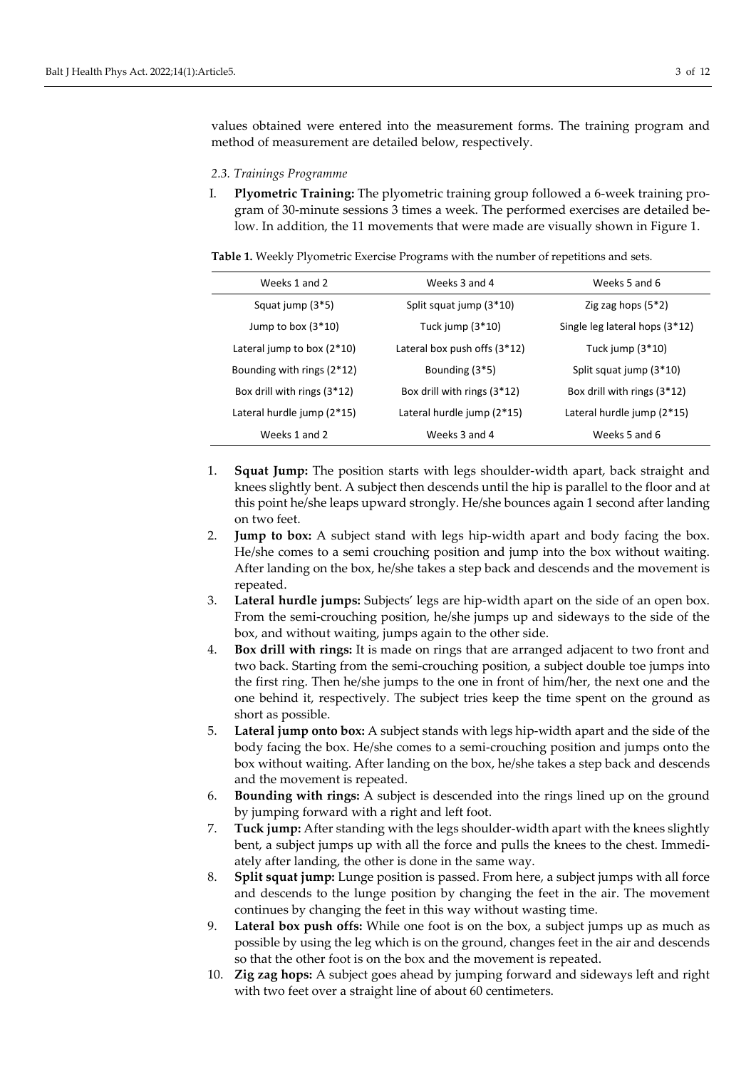values obtained were entered into the measurement forms. The training program and method of measurement are detailed below, respectively.

### *2.3. Trainings Programme*

I. **Plyometric Training:** The plyometric training group followed a 6-week training program of 30-minute sessions 3 times a week. The performed exercises are detailed below. In addition, the 11 movements that were made are visually shown in Figure 1.

**Table 1.** Weekly Plyometric Exercise Programs with the number of repetitions and sets.

| Weeks 1 and 2 | Weeks 3 and 4 | Weeks 5 and 6 |
|---|---|---|
| Squat jump (3*5) | Split squat jump (3*10) | Zig zag hops (5*2) |
| Jump to box (3*10) | Tuck jump (3*10) | Single leg lateral hops (3*12) |
| Lateral jump to box (2*10) | Lateral box push offs (3*12) | Tuck jump (3*10) |
| Bounding with rings (2*12) | Bounding (3*5) | Split squat jump (3*10) |
| Box drill with rings (3*12) | Box drill with rings (3*12) | Box drill with rings (3*12) |
| Lateral hurdle jump (2*15) | Lateral hurdle jump (2*15) | Lateral hurdle jump (2*15) |
| Weeks 1 and 2 | Weeks 3 and 4 | Weeks 5 and 6 |

1. **Squat Jump:** The position starts with legs shoulder-width apart, back straight and knees slightly bent. A subject then descends until the hip is parallel to the floor and at this point he/she leaps upward strongly. He/she bounces again 1 second after landing on two feet.
2. **Jump to box:** A subject stand with legs hip-width apart and body facing the box. He/she comes to a semi crouching position and jump into the box without waiting. After landing on the box, he/she takes a step back and descends and the movement is repeated.
3. **Lateral hurdle jumps:** Subjects' legs are hip-width apart on the side of an open box. From the semi-crouching position, he/she jumps up and sideways to the side of the box, and without waiting, jumps again to the other side.
4. **Box drill with rings:** It is made on rings that are arranged adjacent to two front and two back. Starting from the semi-crouching position, a subject double toe jumps into the first ring. Then he/she jumps to the one in front of him/her, the next one and the one behind it, respectively. The subject tries keep the time spent on the ground as short as possible.
5. **Lateral jump onto box:** A subject stands with legs hip-width apart and the side of the body facing the box. He/she comes to a semi-crouching position and jumps onto the box without waiting. After landing on the box, he/she takes a step back and descends and the movement is repeated.
6. **Bounding with rings:** A subject is descended into the rings lined up on the ground by jumping forward with a right and left foot.
7. **Tuck jump:** After standing with the legs shoulder-width apart with the knees slightly bent, a subject jumps up with all the force and pulls the knees to the chest. Immediately after landing, the other is done in the same way.
8. **Split squat jump:** Lunge position is passed. From here, a subject jumps with all force and descends to the lunge position by changing the feet in the air. The movement continues by changing the feet in this way without wasting time.
9. **Lateral box push offs:** While one foot is on the box, a subject jumps up as much as possible by using the leg which is on the ground, changes feet in the air and descends so that the other foot is on the box and the movement is repeated.
10. **Zig zag hops:** A subject goes ahead by jumping forward and sideways left and right with two feet over a straight line of about 60 centimeters.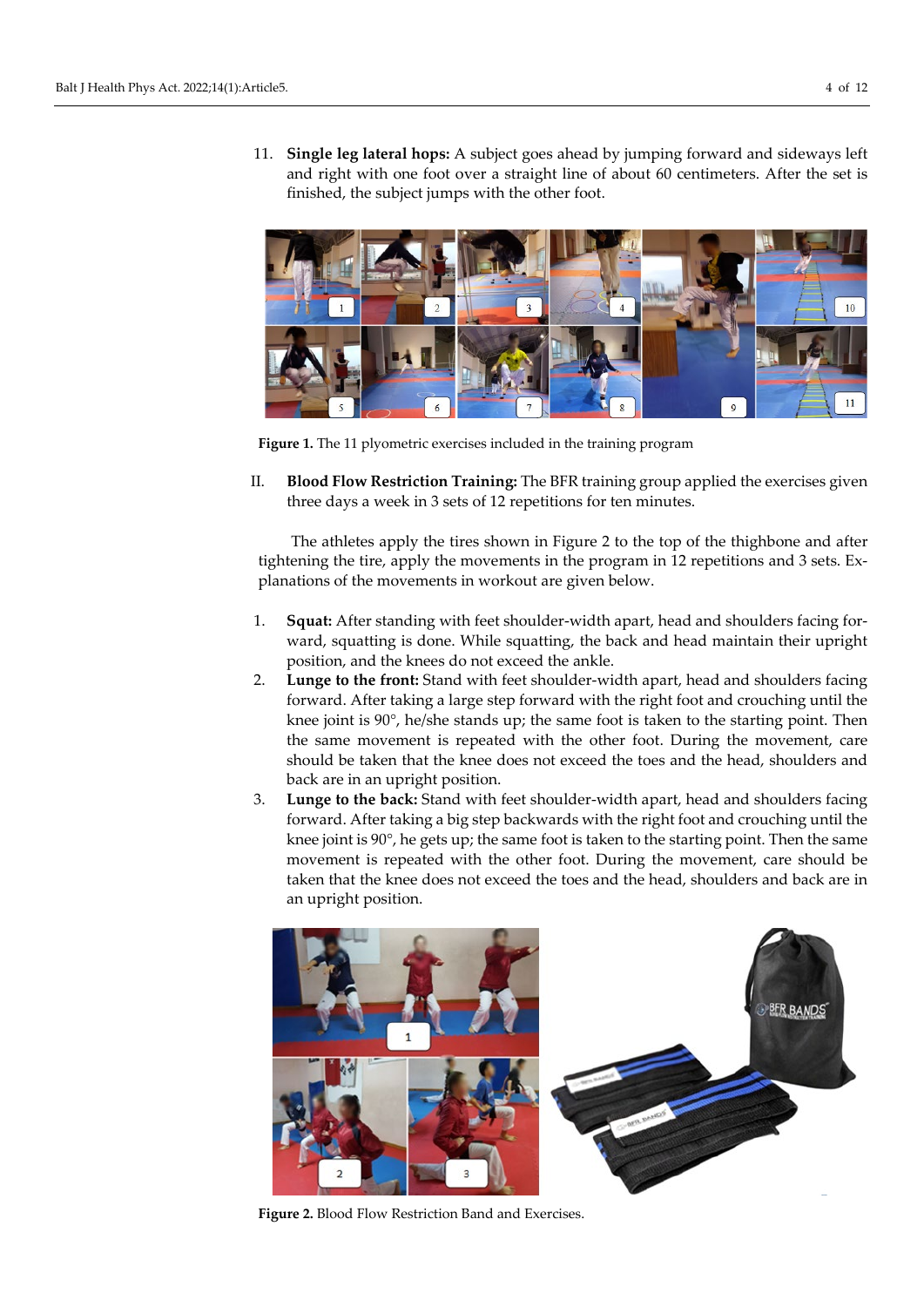11. **Single leg lateral hops:** A subject goes ahead by jumping forward and sideways left and right with one foot over a straight line of about 60 centimeters. After the set is finished, the subject jumps with the other foot.

**Figure 1.** The 11 plyometric exercises included in the training program

II. **Blood Flow Restriction Training:** The BFR training group applied the exercises given three days a week in 3 sets of 12 repetitions for ten minutes.

The athletes apply the tires shown in Figure 2 to the top of the thighbone and after tightening the tire, apply the movements in the program in 12 repetitions and 3 sets. Explanations of the movements in workout are given below.

1. **Squat:** After standing with feet shoulder-width apart, head and shoulders facing forward, squatting is done. While squatting, the back and head maintain their upright position, and the knees do not exceed the ankle.
2. **Lunge to the front:** Stand with feet shoulder-width apart, head and shoulders facing forward. After taking a large step forward with the right foot and crouching until the knee joint is 90°, he/she stands up; the same foot is taken to the starting point. Then the same movement is repeated with the other foot. During the movement, care should be taken that the knee does not exceed the toes and the head, shoulders and back are in an upright position.
3. **Lunge to the back:** Stand with feet shoulder-width apart, head and shoulders facing forward. After taking a big step backwards with the right foot and crouching until the knee joint is 90°, he gets up; the same foot is taken to the starting point. Then the same movement is repeated with the other foot. During the movement, care should be taken that the knee does not exceed the toes and the head, shoulders and back are in an upright position.

**Figure 2.** Blood Flow Restriction Band and Exercises.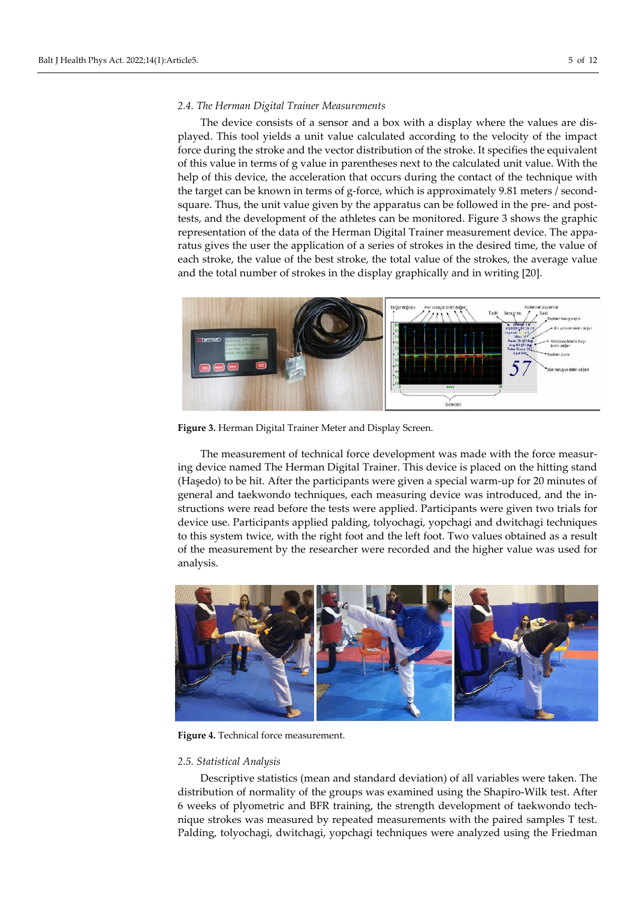### 2.4. The Herman Digital Trainer Measurements

The device consists of a sensor and a box with a display where the values are displayed. This tool yields a unit value calculated according to the velocity of the impact force during the stroke and the vector distribution of the stroke. It specifies the equivalent of this value in terms of g value in parentheses next to the calculated unit value. With the help of this device, the acceleration that occurs during the contact of the technique with the target can be known in terms of g-force, which is approximately 9.81 meters / second-square. Thus, the unit value given by the apparatus can be followed in the pre- and post-tests, and the development of the athletes can be monitored. Figure 3 shows the graphic representation of the data of the Herman Digital Trainer measurement device. The apparatus gives the user the application of a series of strokes in the desired time, the value of each stroke, the value of the best stroke, the total value of the strokes, the average value and the total number of strokes in the display graphically and in writing [20].

**Figure 3.** Herman Digital Trainer Meter and Display Screen.

The measurement of technical force development was made with the force measuring device named The Herman Digital Trainer. This device is placed on the hitting stand (Haşedo) to be hit. After the participants were given a special warm-up for 20 minutes of general and taekwondo techniques, each measuring device was introduced, and the instructions were read before the tests were applied. Participants were given two trials for device use. Participants applied palding, tolyochagi, yopchagi and dwitchagi techniques to this system twice, with the right foot and the left foot. Two values obtained as a result of the measurement by the researcher were recorded and the higher value was used for analysis.

**Figure 4.** Technical force measurement.

### 2.5. Statistical Analysis

Descriptive statistics (mean and standard deviation) of all variables were taken. The distribution of normality of the groups was examined using the Shapiro-Wilk test. After 6 weeks of plyometric and BFR training, the strength development of taekwondo technique strokes was measured by repeated measurements with the paired samples T test. Palding, tolyochagi, dwitchagi, yopchagi techniques were analyzed using the Friedman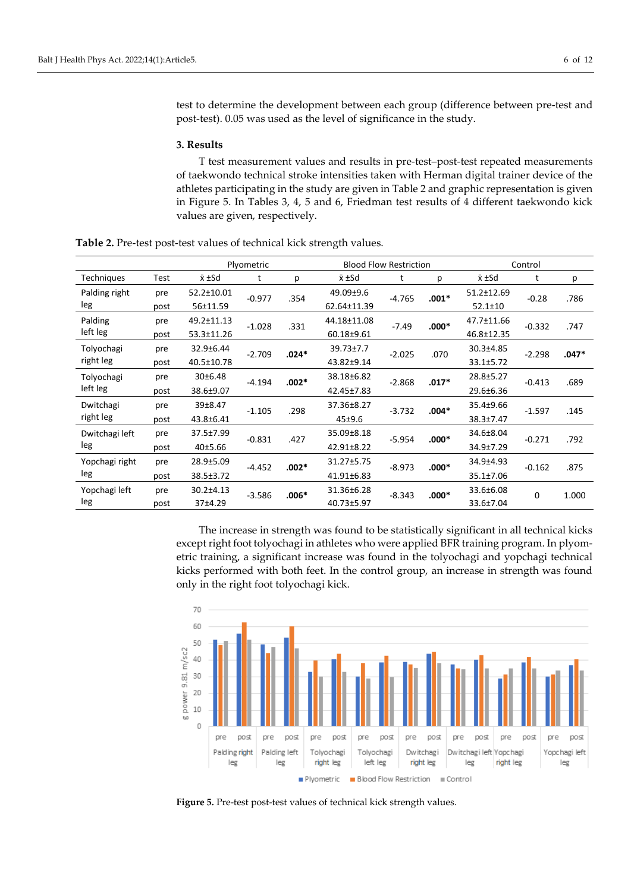test to determine the development between each group (difference between pre-test and post-test). 0.05 was used as the level of significance in the study.

### 3. Results

T test measurement values and results in pre-test–post-test repeated measurements of taekwondo technical stroke intensities taken with Herman digital trainer device of the athletes participating in the study are given in Table 2 and graphic representation is given in Figure 5. In Tables 3, 4, 5 and 6, Friedman test results of 4 different taekwondo kick values are given, respectively.

**Table 2.** Pre-test post-test values of technical kick strength values.

| | | Plyometric | | | Blood Flow Restriction | | | Control | | |
|---|---|---|---|---|---|---|---|---|---|---|
| Techniques | Test | x̄ ±Sd | t | p | x̄ ±Sd | t | p | x̄ ±Sd | t | p |
| Palding right leg | pre | 52.2±10.01 | -0.977 | .354 | 49.09±9.6 | -4.765 | **.001*** | 51.2±12.69 | -0.28 | .786 |
| | post | 56±11.59 | | | 62.64±11.39 | | | 52.1±10 | | |
| Palding left leg | pre | 49.2±11.13 | -1.028 | .331 | 44.18±11.08 | -7.49 | **.000*** | 47.7±11.66 | -0.332 | .747 |
| | post | 53.3±11.26 | | | 60.18±9.61 | | | 46.8±12.35 | | |
| Tolyochagi right leg | pre | 32.9±6.44 | -2.709 | **.024*** | 39.73±7.7 | -2.025 | .070 | 30.3±4.85 | -2.298 | **.047*** |
| | post | 40.5±10.78 | | | 43.82±9.14 | | | 33.1±5.72 | | |
| Tolyochagi left leg | pre | 30±6.48 | -4.194 | **.002*** | 38.18±6.82 | -2.868 | **.017*** | 28.8±5.27 | -0.413 | .689 |
| | post | 38.6±9.07 | | | 42.45±7.83 | | | 29.6±6.36 | | |
| Dwitchagi right leg | pre | 39±8.47 | -1.105 | .298 | 37.36±8.27 | -3.732 | **.004*** | 35.4±9.66 | -1.597 | .145 |
| | post | 43.8±6.41 | | | 45±9.6 | | | 38.3±7.47 | | |
| Dwitchagi left leg | pre | 37.5±7.99 | -0.831 | .427 | 35.09±8.18 | -5.954 | **.000*** | 34.6±8.04 | -0.271 | .792 |
| | post | 40±5.66 | | | 42.91±8.22 | | | 34.9±7.29 | | |
| Yopchagi right leg | pre | 28.9±5.09 | -4.452 | **.002*** | 31.27±5.75 | -8.973 | **.000*** | 34.9±4.93 | -0.162 | .875 |
| | post | 38.5±3.72 | | | 41.91±6.83 | | | 35.1±7.06 | | |
| Yopchagi left leg | pre | 30.2±4.13 | -3.586 | **.006*** | 31.36±6.28 | -8.343 | **.000*** | 33.6±6.08 | 0 | 1.000 |
| | post | 37±4.29 | | | 40.73±5.97 | | | 33.6±7.04 | | |

The increase in strength was found to be statistically significant in all technical kicks except right foot tolyochagi in athletes who were applied BFR training program. In plyometric training, a significant increase was found in the tolyochagi and yopchagi technical kicks performed with both feet. In the control group, an increase in strength was found only in the right foot tolyochagi kick.

**Figure 5.** Pre-test post-test values of technical kick strength values.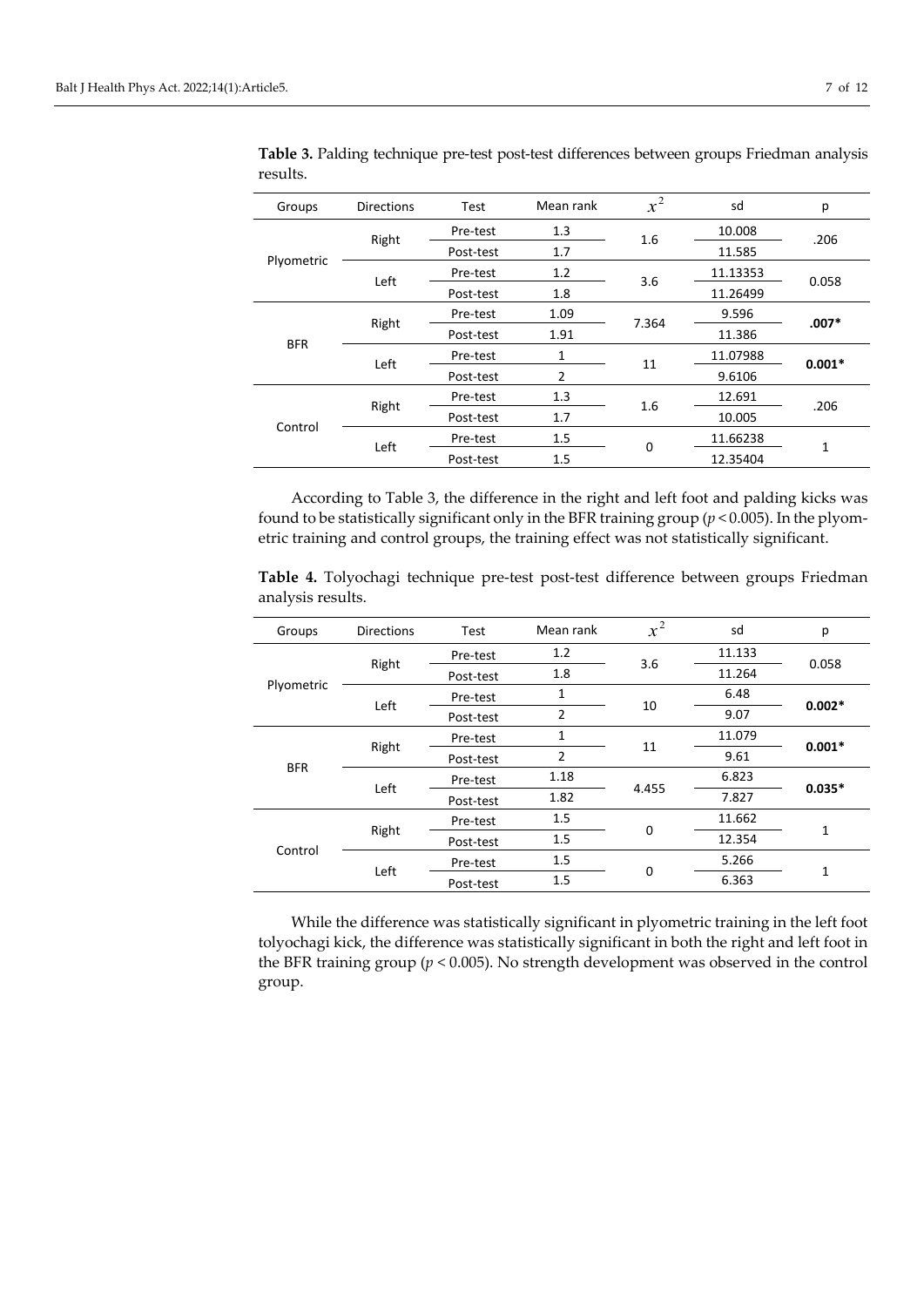**Table 3.** Palding technique pre-test post-test differences between groups Friedman analysis results.

| Groups | Directions | Test | Mean rank | $x^2$ | sd | p |
|---|---|---|---|---|---|---|
| Plyometric | Right | Pre-test | 1.3 | 1.6 | 10.008 | .206 |
| | | Post-test | 1.7 | | 11.585 | |
| | Left | Pre-test | 1.2 | 3.6 | 11.13353 | 0.058 |
| | | Post-test | 1.8 | | 11.26499 | |
| BFR | Right | Pre-test | 1.09 | 7.364 | 9.596 | **.007*** |
| | | Post-test | 1.91 | | 11.386 | |
| | Left | Pre-test | 1 | 11 | 11.07988 | **0.001*** |
| | | Post-test | 2 | | 9.6106 | |
| Control | Right | Pre-test | 1.3 | 1.6 | 12.691 | .206 |
| | | Post-test | 1.7 | | 10.005 | |
| | Left | Pre-test | 1.5 | 0 | 11.66238 | 1 |
| | | Post-test | 1.5 | | 12.35404 | |

According to Table 3, the difference in the right and left foot and palding kicks was found to be statistically significant only in the BFR training group ($p < 0.005$). In the plyometric training and control groups, the training effect was not statistically significant.

**Table 4.** Tolyochagi technique pre-test post-test difference between groups Friedman analysis results.

| Groups | Directions | Test | Mean rank | $x^2$ | sd | p |
|---|---|---|---|---|---|---|
| Plyometric | Right | Pre-test | 1.2 | 3.6 | 11.133 | 0.058 |
| | | Post-test | 1.8 | | 11.264 | |
| | Left | Pre-test | 1 | 10 | 6.48 | **0.002*** |
| | | Post-test | 2 | | 9.07 | |
| BFR | Right | Pre-test | 1 | 11 | 11.079 | **0.001*** |
| | | Post-test | 2 | | 9.61 | |
| | Left | Pre-test | 1.18 | 4.455 | 6.823 | **0.035*** |
| | | Post-test | 1.82 | | 7.827 | |
| Control | Right | Pre-test | 1.5 | 0 | 11.662 | 1 |
| | | Post-test | 1.5 | | 12.354 | |
| | Left | Pre-test | 1.5 | 0 | 5.266 | 1 |
| | | Post-test | 1.5 | | 6.363 | |

While the difference was statistically significant in plyometric training in the left foot tolyochagi kick, the difference was statistically significant in both the right and left foot in the BFR training group ($p < 0.005$). No strength development was observed in the control group.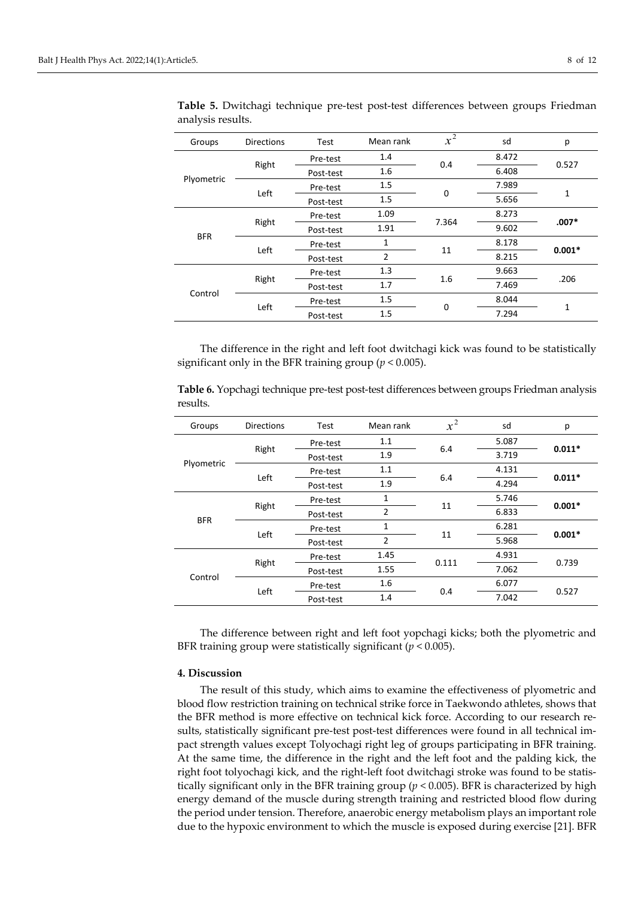**Table 5.** Dwitchagi technique pre-test post-test differences between groups Friedman analysis results.

| Groups | Directions | Test | Mean rank | $x^2$ | sd | p |
|---|---|---|---|---|---|---|
| Plyometric | Right | Pre-test | 1.4 | 0.4 | 8.472 | 0.527 |
| | | Post-test | 1.6 | | 6.408 | |
| | Left | Pre-test | 1.5 | 0 | 7.989 | 1 |
| | | Post-test | 1.5 | | 5.656 | |
| BFR | Right | Pre-test | 1.09 | 7.364 | 8.273 | **.007*** |
| | | Post-test | 1.91 | | 9.602 | |
| | Left | Pre-test | 1 | 11 | 8.178 | **0.001*** |
| | | Post-test | 2 | | 8.215 | |
| Control | Right | Pre-test | 1.3 | 1.6 | 9.663 | .206 |
| | | Post-test | 1.7 | | 7.469 | |
| | Left | Pre-test | 1.5 | 0 | 8.044 | 1 |
| | | Post-test | 1.5 | | 7.294 | |

The difference in the right and left foot dwitchagi kick was found to be statistically significant only in the BFR training group ($p < 0.005$).

**Table 6.** Yopchagi technique pre-test post-test differences between groups Friedman analysis results.

| Groups | Directions | Test | Mean rank | $x^2$ | sd | p |
|---|---|---|---|---|---|---|
| Plyometric | Right | Pre-test | 1.1 | 6.4 | 5.087 | **0.011*** |
| | | Post-test | 1.9 | | 3.719 | |
| | Left | Pre-test | 1.1 | 6.4 | 4.131 | **0.011*** |
| | | Post-test | 1.9 | | 4.294 | |
| BFR | Right | Pre-test | 1 | 11 | 5.746 | **0.001*** |
| | | Post-test | 2 | | 6.833 | |
| | Left | Pre-test | 1 | 11 | 6.281 | **0.001*** |
| | | Post-test | 2 | | 5.968 | |
| Control | Right | Pre-test | 1.45 | 0.111 | 4.931 | 0.739 |
| | | Post-test | 1.55 | | 7.062 | |
| | Left | Pre-test | 1.6 | 0.4 | 6.077 | 0.527 |
| | | Post-test | 1.4 | | 7.042 | |

The difference between right and left foot yopchagi kicks; both the plyometric and BFR training group were statistically significant ($p < 0.005$).

## 4. Discussion

The result of this study, which aims to examine the effectiveness of plyometric and blood flow restriction training on technical strike force in Taekwondo athletes, shows that the BFR method is more effective on technical kick force. According to our research results, statistically significant pre-test post-test differences were found in all technical impact strength values except Tolyochagi right leg of groups participating in BFR training. At the same time, the difference in the right and the left foot and the palding kick, the right foot tolyochagi kick, and the right-left foot dwitchagi stroke was found to be statistically significant only in the BFR training group ($p < 0.005$). BFR is characterized by high energy demand of the muscle during strength training and restricted blood flow during the period under tension. Therefore, anaerobic energy metabolism plays an important role due to the hypoxic environment to which the muscle is exposed during exercise [21]. BFR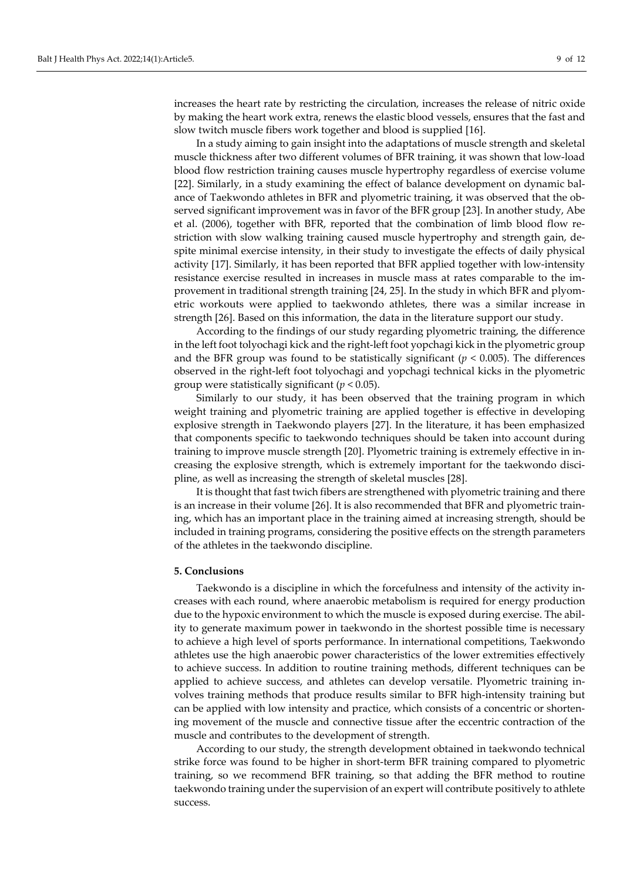increases the heart rate by restricting the circulation, increases the release of nitric oxide by making the heart work extra, renews the elastic blood vessels, ensures that the fast and slow twitch muscle fibers work together and blood is supplied [16].

In a study aiming to gain insight into the adaptations of muscle strength and skeletal muscle thickness after two different volumes of BFR training, it was shown that low-load blood flow restriction training causes muscle hypertrophy regardless of exercise volume [22]. Similarly, in a study examining the effect of balance development on dynamic balance of Taekwondo athletes in BFR and plyometric training, it was observed that the observed significant improvement was in favor of the BFR group [23]. In another study, Abe et al. (2006), together with BFR, reported that the combination of limb blood flow restriction with slow walking training caused muscle hypertrophy and strength gain, despite minimal exercise intensity, in their study to investigate the effects of daily physical activity [17]. Similarly, it has been reported that BFR applied together with low-intensity resistance exercise resulted in increases in muscle mass at rates comparable to the improvement in traditional strength training [24, 25]. In the study in which BFR and plyometric workouts were applied to taekwondo athletes, there was a similar increase in strength [26]. Based on this information, the data in the literature support our study.

According to the findings of our study regarding plyometric training, the difference in the left foot tolyochagi kick and the right-left foot yopchagi kick in the plyometric group and the BFR group was found to be statistically significant ($p < 0.005$). The differences observed in the right-left foot tolyochagi and yopchagi technical kicks in the plyometric group were statistically significant ($p < 0.05$).

Similarly to our study, it has been observed that the training program in which weight training and plyometric training are applied together is effective in developing explosive strength in Taekwondo players [27]. In the literature, it has been emphasized that components specific to taekwondo techniques should be taken into account during training to improve muscle strength [20]. Plyometric training is extremely effective in increasing the explosive strength, which is extremely important for the taekwondo discipline, as well as increasing the strength of skeletal muscles [28].

It is thought that fast twich fibers are strengthened with plyometric training and there is an increase in their volume [26]. It is also recommended that BFR and plyometric training, which has an important place in the training aimed at increasing strength, should be included in training programs, considering the positive effects on the strength parameters of the athletes in the taekwondo discipline.

## 5. Conclusions

Taekwondo is a discipline in which the forcefulness and intensity of the activity increases with each round, where anaerobic metabolism is required for energy production due to the hypoxic environment to which the muscle is exposed during exercise. The ability to generate maximum power in taekwondo in the shortest possible time is necessary to achieve a high level of sports performance. In international competitions, Taekwondo athletes use the high anaerobic power characteristics of the lower extremities effectively to achieve success. In addition to routine training methods, different techniques can be applied to achieve success, and athletes can develop versatile. Plyometric training involves training methods that produce results similar to BFR high-intensity training but can be applied with low intensity and practice, which consists of a concentric or shortening movement of the muscle and connective tissue after the eccentric contraction of the muscle and contributes to the development of strength.

According to our study, the strength development obtained in taekwondo technical strike force was found to be higher in short-term BFR training compared to plyometric training, so we recommend BFR training, so that adding the BFR method to routine taekwondo training under the supervision of an expert will contribute positively to athlete success.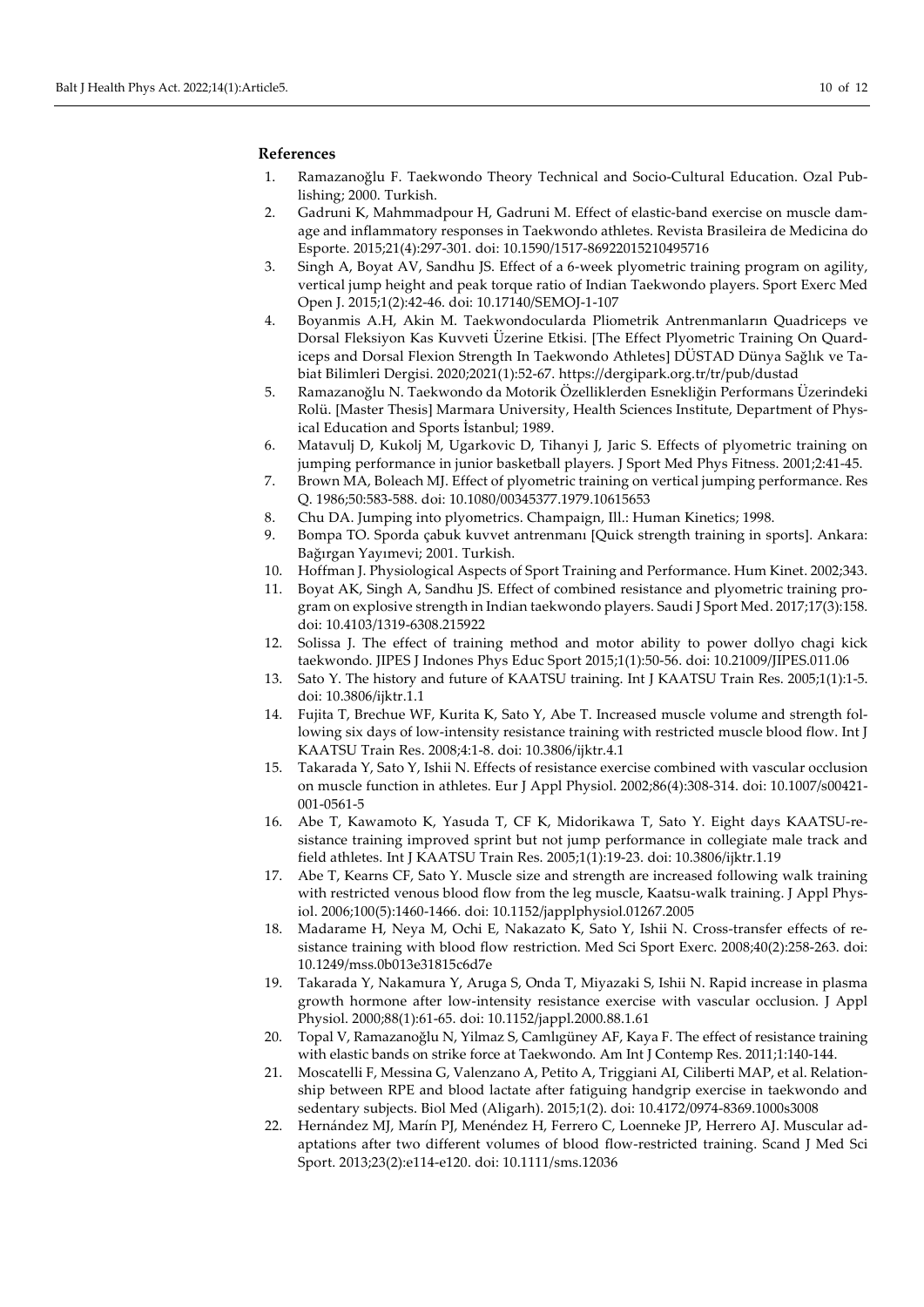## References

1. Ramazanoğlu F. Taekwondo Theory Technical and Socio-Cultural Education. Ozal Publishing; 2000. Turkish.
2. Gadruni K, Mahmmadpour H, Gadruni M. Effect of elastic-band exercise on muscle damage and inflammatory responses in Taekwondo athletes. Revista Brasileira de Medicina do Esporte. 2015;21(4):297-301. doi: 10.1590/1517-86922015210495716
3. Singh A, Boyat AV, Sandhu JS. Effect of a 6-week plyometric training program on agility, vertical jump height and peak torque ratio of Indian Taekwondo players. Sport Exerc Med Open J. 2015;1(2):42-46. doi: 10.17140/SEMOJ-1-107
4. Boyanmis A.H, Akin M. Taekwondocularda Pliometrik Antrenmanların Quadriceps ve Dorsal Fleksiyon Kas Kuvveti Üzerine Etkisi. [The Effect Plyometric Training On Quardiceps and Dorsal Flexion Strength In Taekwondo Athletes] DÜSTAD Dünya Sağlık ve Tabiat Bilimleri Dergisi. 2020;2021(1):52-67. https://dergipark.org.tr/tr/pub/dustad
5. Ramazanoğlu N. Taekwondo da Motorik Özelliklerden Esnekliğin Performans Üzerindeki Rolü. [Master Thesis] Marmara University, Health Sciences Institute, Department of Physical Education and Sports İstanbul; 1989.
6. Matavulj D, Kukolj M, Ugarkovic D, Tihanyi J, Jaric S. Effects of plyometric training on jumping performance in junior basketball players. J Sport Med Phys Fitness. 2001;2:41-45.
7. Brown MA, Boleach MJ. Effect of plyometric training on vertical jumping performance. Res Q. 1986;50:583-588. doi: 10.1080/00345377.1979.10615653
8. Chu DA. Jumping into plyometrics. Champaign, Ill.: Human Kinetics; 1998.
9. Bompa TO. Sporda çabuk kuvvet antrenmanı [Quick strength training in sports]. Ankara: Bağırgan Yayımevi; 2001. Turkish.
10. Hoffman J. Physiological Aspects of Sport Training and Performance. Hum Kinet. 2002;343.
11. Boyat AK, Singh A, Sandhu JS. Effect of combined resistance and plyometric training program on explosive strength in Indian taekwondo players. Saudi J Sport Med. 2017;17(3):158. doi: 10.4103/1319-6308.215922
12. Solissa J. The effect of training method and motor ability to power dollyo chagi kick taekwondo. JIPES J Indones Phys Educ Sport 2015;1(1):50-56. doi: 10.21009/JIPES.011.06
13. Sato Y. The history and future of KAATSU training. Int J KAATSU Train Res. 2005;1(1):1-5. doi: 10.3806/ijktr.1.1
14. Fujita T, Brechue WF, Kurita K, Sato Y, Abe T. Increased muscle volume and strength following six days of low-intensity resistance training with restricted muscle blood flow. Int J KAATSU Train Res. 2008;4:1-8. doi: 10.3806/ijktr.4.1
15. Takarada Y, Sato Y, Ishii N. Effects of resistance exercise combined with vascular occlusion on muscle function in athletes. Eur J Appl Physiol. 2002;86(4):308-314. doi: 10.1007/s00421-001-0561-5
16. Abe T, Kawamoto K, Yasuda T, CF K, Midorikawa T, Sato Y. Eight days KAATSU-resistance training improved sprint but not jump performance in collegiate male track and field athletes. Int J KAATSU Train Res. 2005;1(1):19-23. doi: 10.3806/ijktr.1.19
17. Abe T, Kearns CF, Sato Y. Muscle size and strength are increased following walk training with restricted venous blood flow from the leg muscle, Kaatsu-walk training. J Appl Physiol. 2006;100(5):1460-1466. doi: 10.1152/japplphysiol.01267.2005
18. Madarame H, Neya M, Ochi E, Nakazato K, Sato Y, Ishii N. Cross-transfer effects of resistance training with blood flow restriction. Med Sci Sport Exerc. 2008;40(2):258-263. doi: 10.1249/mss.0b013e31815c6d7e
19. Takarada Y, Nakamura Y, Aruga S, Onda T, Miyazaki S, Ishii N. Rapid increase in plasma growth hormone after low-intensity resistance exercise with vascular occlusion. J Appl Physiol. 2000;88(1):61-65. doi: 10.1152/jappl.2000.88.1.61
20. Topal V, Ramazanoğlu N, Yilmaz S, Camlıgüney AF, Kaya F. The effect of resistance training with elastic bands on strike force at Taekwondo. Am Int J Contemp Res. 2011;1:140-144.
21. Moscatelli F, Messina G, Valenzano A, Petito A, Triggiani AI, Ciliberti MAP, et al. Relationship between RPE and blood lactate after fatiguing handgrip exercise in taekwondo and sedentary subjects. Biol Med (Aligarh). 2015;1(2). doi: 10.4172/0974-8369.1000s3008
22. Hernández MJ, Marín PJ, Menéndez H, Ferrero C, Loenneke JP, Herrero AJ. Muscular adaptations after two different volumes of blood flow-restricted training. Scand J Med Sci Sport. 2013;23(2):e114-e120. doi: 10.1111/sms.12036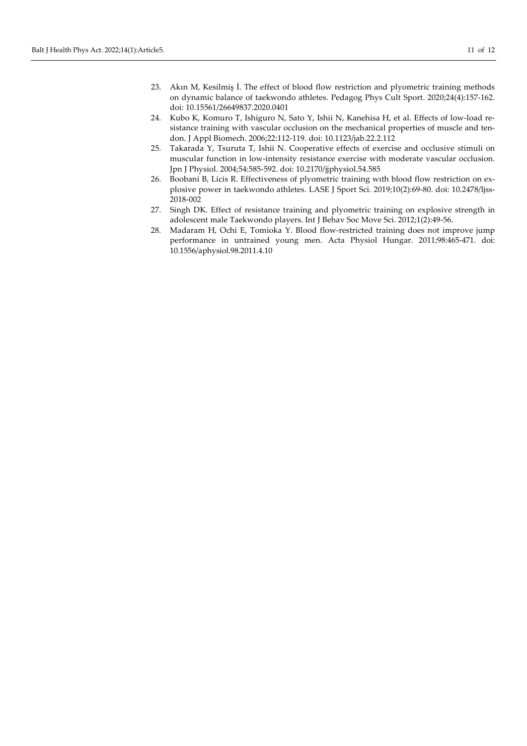23. Akın M, Kesilmiş İ. The effect of blood flow restriction and plyometric training methods on dynamic balance of taekwondo athletes. Pedagog Phys Cult Sport. 2020;24(4):157-162. doi: 10.15561/26649837.2020.0401
24. Kubo K, Komuro T, Ishiguro N, Sato Y, Ishii N, Kanehisa H, et al. Effects of low-load resistance training with vascular occlusion on the mechanical properties of muscle and tendon. J Appl Biomech. 2006;22:112-119. doi: 10.1123/jab.22.2.112
25. Takarada Y, Tsuruta T, Ishii N. Cooperative effects of exercise and occlusive stimuli on muscular function in low-intensity resistance exercise with moderate vascular occlusion. Jpn J Physiol. 2004;54:585-592. doi: 10.2170/jjphysiol.54.585
26. Boobani B, Licis R. Effectiveness of plyometric training wıth blood flow restriction on explosive power in taekwondo athletes. LASE J Sport Sci. 2019;10(2):69-80. doi: 10.2478/ljss-2018-002
27. Singh DK. Effect of resistance training and plyometric training on explosive strength in adolescent male Taekwondo players. Int J Behav Soc Move Sci. 2012;1(2):49-56.
28. Madaram H, Ochi E, Tomioka Y. Blood flow-restricted training does not improve jump performance in untrained young men. Acta Physiol Hungar. 2011;98:465-471. doi: 10.1556/aphysiol.98.2011.4.10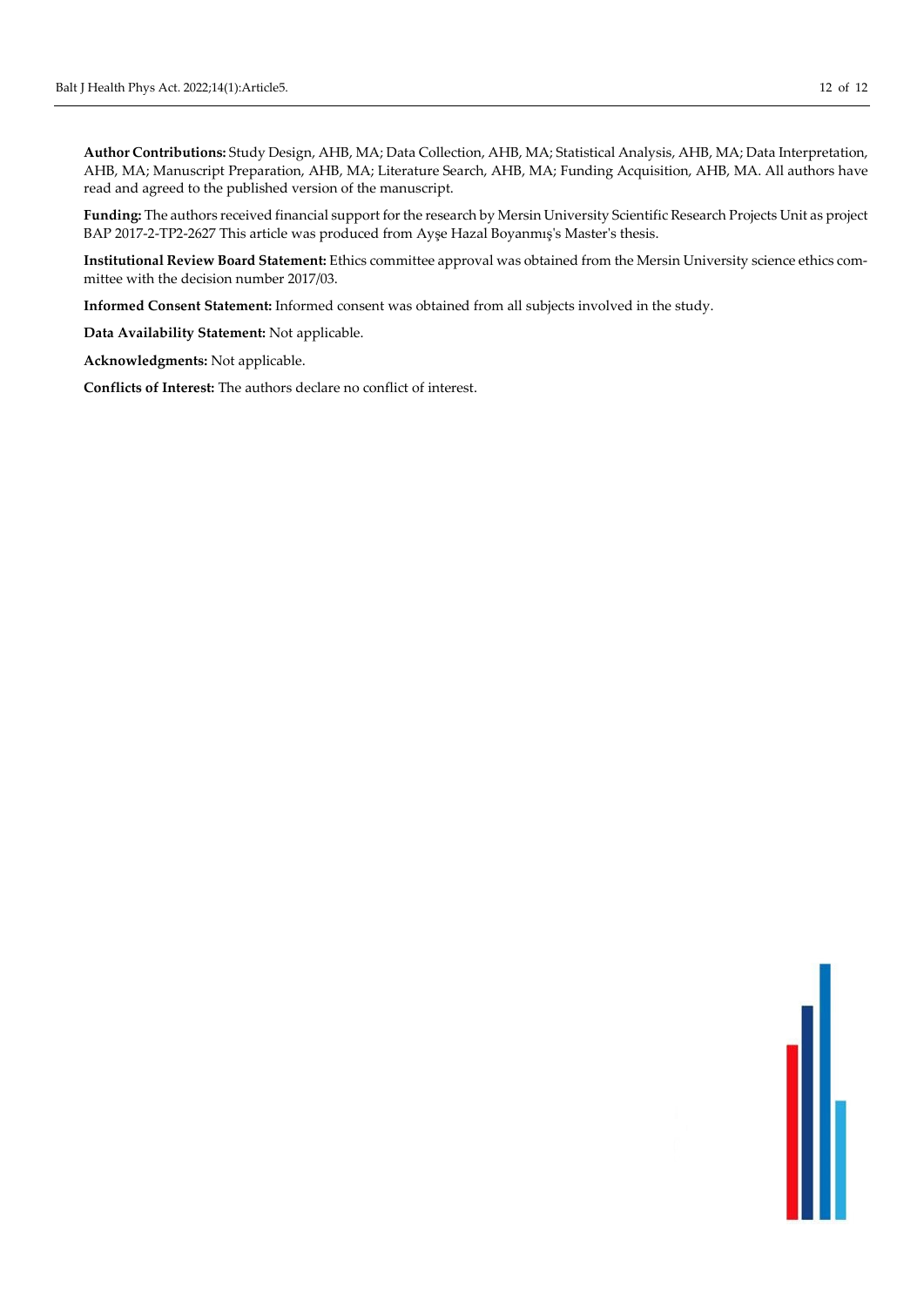**Author Contributions:** Study Design, AHB, MA; Data Collection, AHB, MA; Statistical Analysis, AHB, MA; Data Interpretation, AHB, MA; Manuscript Preparation, AHB, MA; Literature Search, AHB, MA; Funding Acquisition, AHB, MA. All authors have read and agreed to the published version of the manuscript.

**Funding:** The authors received financial support for the research by Mersin University Scientific Research Projects Unit as project BAP 2017-2-TP2-2627 This article was produced from Ayşe Hazal Boyanmış's Master's thesis.

**Institutional Review Board Statement:** Ethics committee approval was obtained from the Mersin University science ethics committee with the decision number 2017/03.

**Informed Consent Statement:** Informed consent was obtained from all subjects involved in the study.

**Data Availability Statement:** Not applicable.

**Acknowledgments:** Not applicable.

**Conflicts of Interest:** The authors declare no conflict of interest.